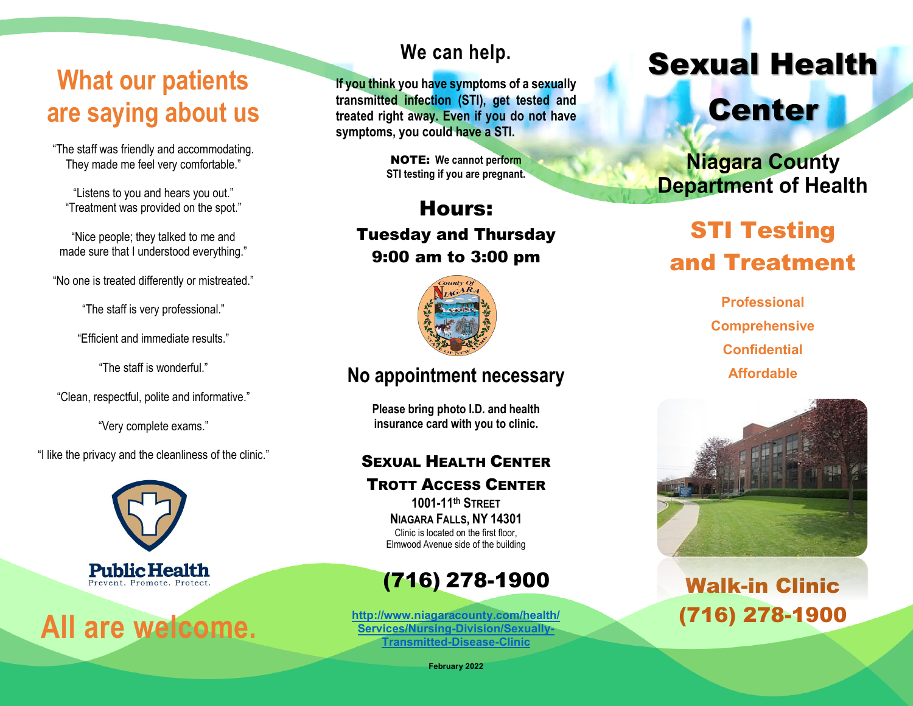# What our patients are saying about us

"The staff was friendly and accommodating. They made me feel very comfortable."

"Listens to you and hears you out."
"Treatment was provided on the spot."

"Nice people; they talked to me and made sure that I understood everything."

"No one is treated differently or mistreated."

"The staff is very professional."

"Efficient and immediate results."

"The staff is wonderful."

"Clean, respectful, polite and informative."

"Very complete exams."

"I like the privacy and the cleanliness of the clinic."

**Public Health**
Prevent. Promote. Protect.

## All are welcome.

## We can help.

**If you think you have symptoms of a sexually transmitted infection (STI), get tested and treated right away. Even if you do not have symptoms, you could have a STI.**

**NOTE: We cannot perform STI testing if you are pregnant.**

## Hours:

**Tuesday and Thursday**
**9:00 am to 3:00 pm**

## No appointment necessary

**Please bring photo I.D. and health insurance card with you to clinic.**

**SEXUAL HEALTH CENTER**
**TROTT ACCESS CENTER**
**1001-11th STREET**
**NIAGARA FALLS, NY 14301**
Clinic is located on the first floor, Elmwood Avenue side of the building

## (716) 278-1900

http://www.niagaracounty.com/health/Services/Nursing-Division/Sexually-Transmitted-Disease-Clinic

February 2022

# Sexual Health Center

## Niagara County Department of Health

## STI Testing and Treatment

**Professional**
**Comprehensive**
**Confidential**
**Affordable**

## Walk-in Clinic
## (716) 278-1900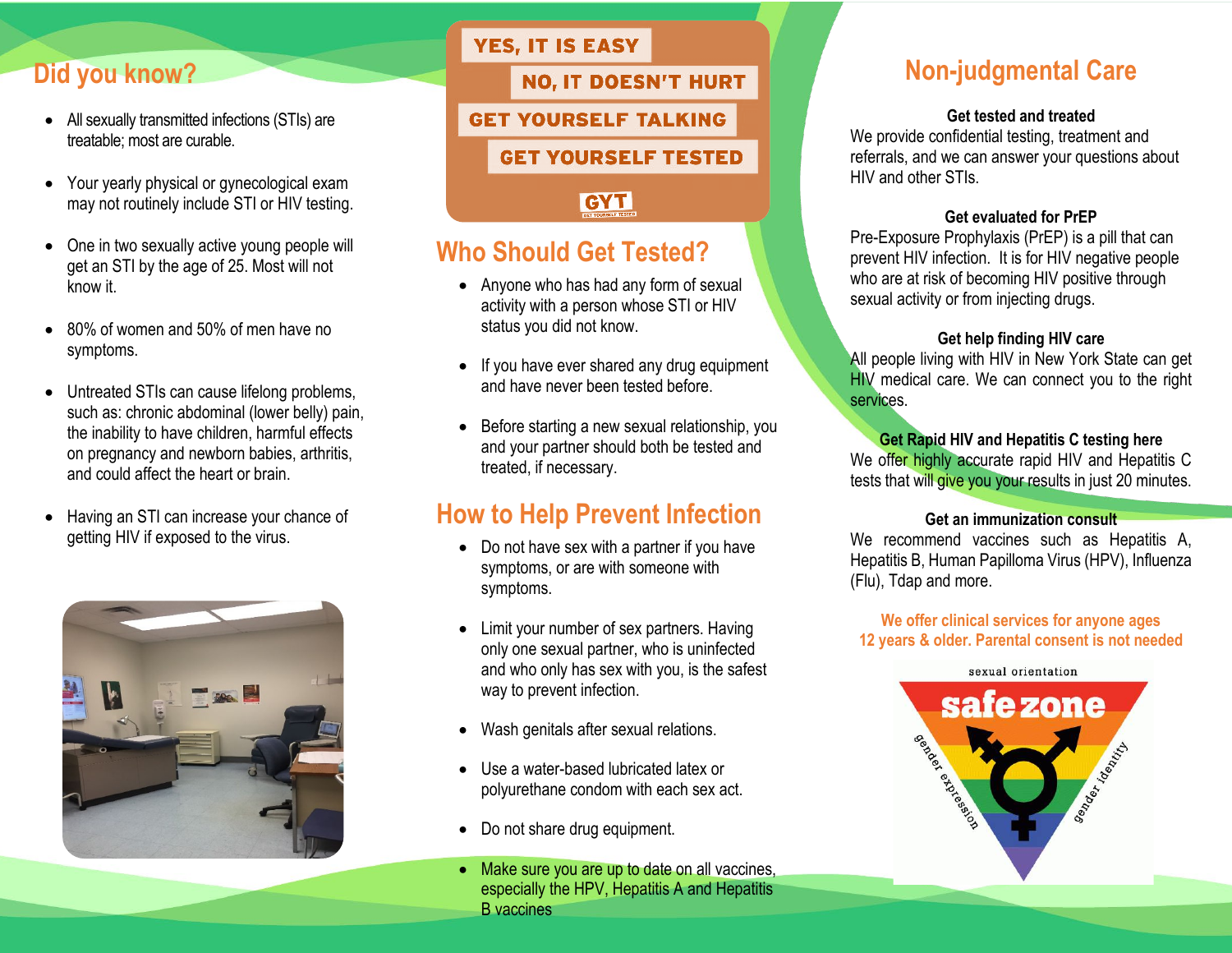## Did you know?

- All sexually transmitted infections (STIs) are treatable; most are curable.
- Your yearly physical or gynecological exam may not routinely include STI or HIV testing.
- One in two sexually active young people will get an STI by the age of 25. Most will not know it.
- 80% of women and 50% of men have no symptoms.
- Untreated STIs can cause lifelong problems, such as: chronic abdominal (lower belly) pain, the inability to have children, harmful effects on pregnancy and newborn babies, arthritis, and could affect the heart or brain.
- Having an STI can increase your chance of getting HIV if exposed to the virus.

YES, IT IS EASY

NO, IT DOESN'T HURT

GET YOURSELF TALKING

GET YOURSELF TESTED

GYT

## Who Should Get Tested?

- Anyone who has had any form of sexual activity with a person whose STI or HIV status you did not know.
- If you have ever shared any drug equipment and have never been tested before.
- Before starting a new sexual relationship, you and your partner should both be tested and treated, if necessary.

## How to Help Prevent Infection

- Do not have sex with a partner if you have symptoms, or are with someone with symptoms.
- Limit your number of sex partners. Having only one sexual partner, who is uninfected and who only has sex with you, is the safest way to prevent infection.
- Wash genitals after sexual relations.
- Use a water-based lubricated latex or polyurethane condom with each sex act.
- Do not share drug equipment.
- Make sure you are up to date on all vaccines, especially the HPV, Hepatitis A and Hepatitis B vaccines

## Non-judgmental Care

**Get tested and treated**

We provide confidential testing, treatment and referrals, and we can answer your questions about HIV and other STIs.

**Get evaluated for PrEP**

Pre-Exposure Prophylaxis (PrEP) is a pill that can prevent HIV infection. It is for HIV negative people who are at risk of becoming HIV positive through sexual activity or from injecting drugs.

**Get help finding HIV care**

All people living with HIV in New York State can get HIV medical care. We can connect you to the right services.

**Get Rapid HIV and Hepatitis C testing here**

We offer highly accurate rapid HIV and Hepatitis C tests that will give you your results in just 20 minutes.

**Get an immunization consult**

We recommend vaccines such as Hepatitis A, Hepatitis B, Human Papilloma Virus (HPV), Influenza (Flu), Tdap and more.

We offer clinical services for anyone ages 12 years & older. Parental consent is not needed

sexual orientation

safe zone

gender expression

gender identity